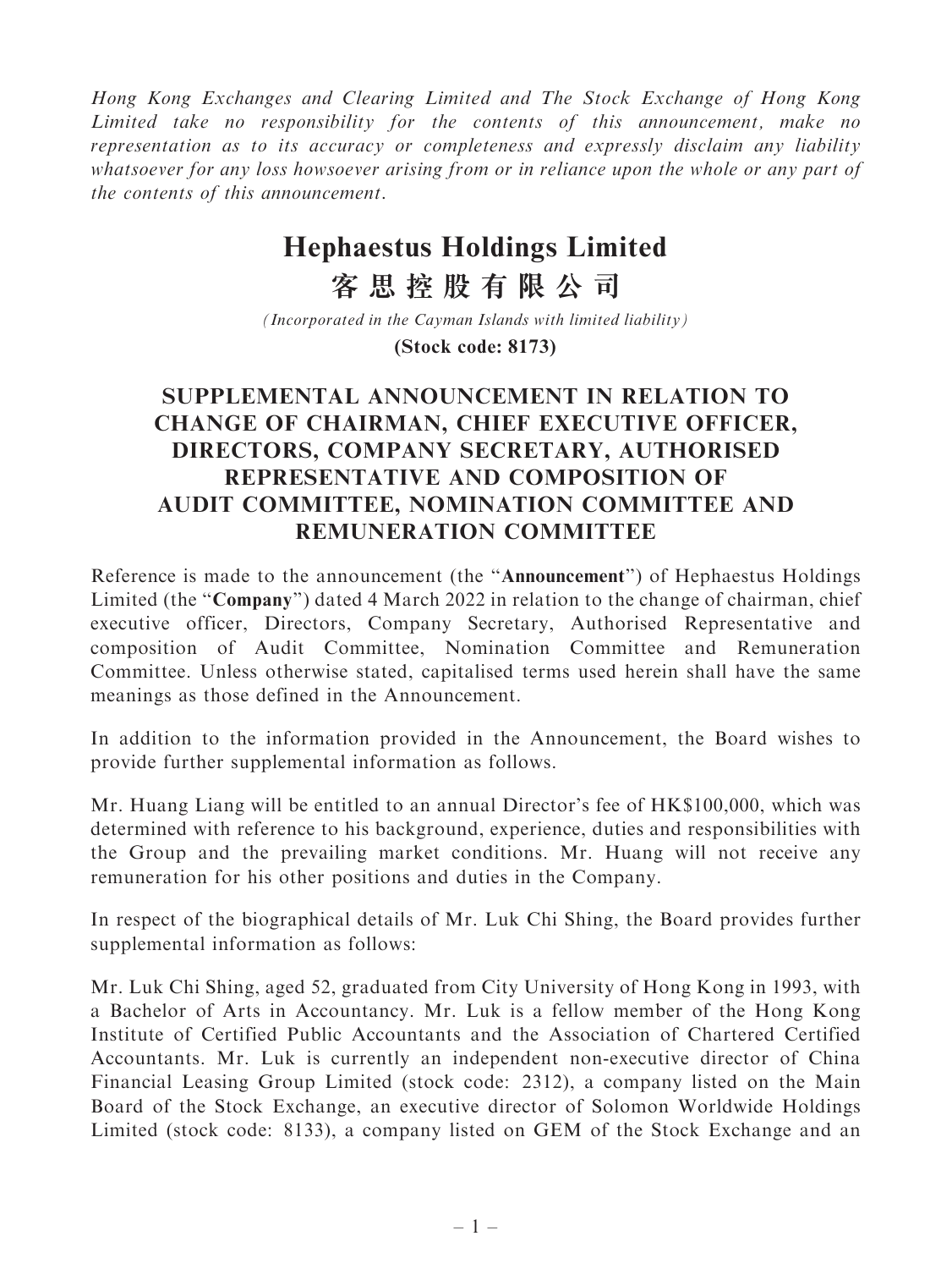*Hong Kong Exchanges and Clearing Limited and The Stock Exchange of Hong Kong Limited take no responsibility for the contents of this announcement, make no representation as to its accuracy or completeness and expressly disclaim any liability whatsoever for any loss howsoever arising from or in reliance upon the whole or any part of the contents of this announcement.*

# Hephaestus Holdings Limited
# 客思控股有限公司

*(Incorporated in the Cayman Islands with limited liability)*

**(Stock code: 8173)**

## SUPPLEMENTAL ANNOUNCEMENT IN RELATION TO CHANGE OF CHAIRMAN, CHIEF EXECUTIVE OFFICER, DIRECTORS, COMPANY SECRETARY, AUTHORISED REPRESENTATIVE AND COMPOSITION OF AUDIT COMMITTEE, NOMINATION COMMITTEE AND REMUNERATION COMMITTEE

Reference is made to the announcement (the "**Announcement**") of Hephaestus Holdings Limited (the "**Company**") dated 4 March 2022 in relation to the change of chairman, chief executive officer, Directors, Company Secretary, Authorised Representative and composition of Audit Committee, Nomination Committee and Remuneration Committee. Unless otherwise stated, capitalised terms used herein shall have the same meanings as those defined in the Announcement.

In addition to the information provided in the Announcement, the Board wishes to provide further supplemental information as follows.

Mr. Huang Liang will be entitled to an annual Director's fee of HK$100,000, which was determined with reference to his background, experience, duties and responsibilities with the Group and the prevailing market conditions. Mr. Huang will not receive any remuneration for his other positions and duties in the Company.

In respect of the biographical details of Mr. Luk Chi Shing, the Board provides further supplemental information as follows:

Mr. Luk Chi Shing, aged 52, graduated from City University of Hong Kong in 1993, with a Bachelor of Arts in Accountancy. Mr. Luk is a fellow member of the Hong Kong Institute of Certified Public Accountants and the Association of Chartered Certified Accountants. Mr. Luk is currently an independent non-executive director of China Financial Leasing Group Limited (stock code: 2312), a company listed on the Main Board of the Stock Exchange, an executive director of Solomon Worldwide Holdings Limited (stock code: 8133), a company listed on GEM of the Stock Exchange and an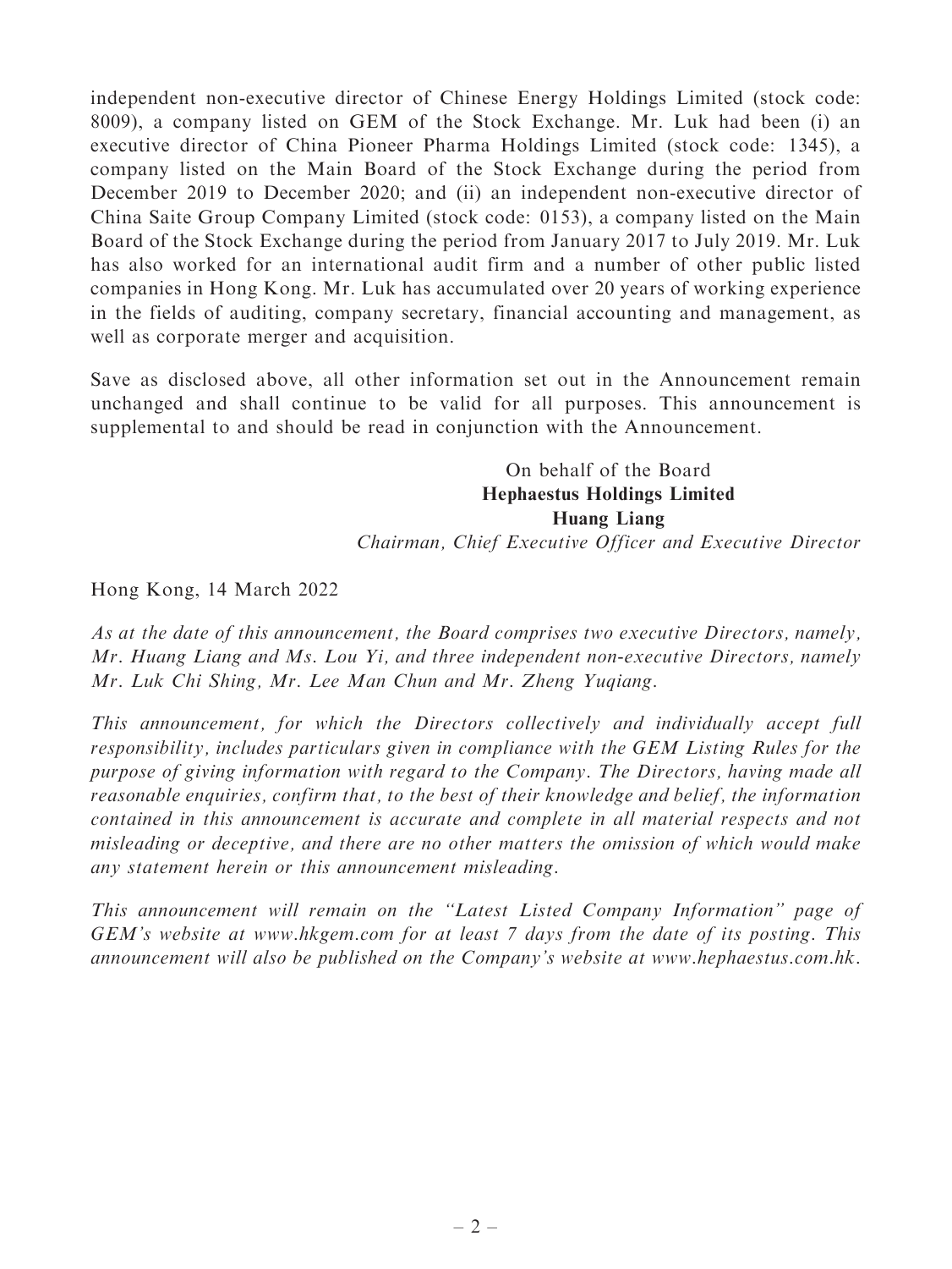independent non-executive director of Chinese Energy Holdings Limited (stock code: 8009), a company listed on GEM of the Stock Exchange. Mr. Luk had been (i) an executive director of China Pioneer Pharma Holdings Limited (stock code: 1345), a company listed on the Main Board of the Stock Exchange during the period from December 2019 to December 2020; and (ii) an independent non-executive director of China Saite Group Company Limited (stock code: 0153), a company listed on the Main Board of the Stock Exchange during the period from January 2017 to July 2019. Mr. Luk has also worked for an international audit firm and a number of other public listed companies in Hong Kong. Mr. Luk has accumulated over 20 years of working experience in the fields of auditing, company secretary, financial accounting and management, as well as corporate merger and acquisition.

Save as disclosed above, all other information set out in the Announcement remain unchanged and shall continue to be valid for all purposes. This announcement is supplemental to and should be read in conjunction with the Announcement.

On behalf of the Board
**Hephaestus Holdings Limited**
**Huang Liang**
*Chairman, Chief Executive Officer and Executive Director*

Hong Kong, 14 March 2022

*As at the date of this announcement, the Board comprises two executive Directors, namely, Mr. Huang Liang and Ms. Lou Yi, and three independent non-executive Directors, namely Mr. Luk Chi Shing, Mr. Lee Man Chun and Mr. Zheng Yuqiang.*

*This announcement, for which the Directors collectively and individually accept full responsibility, includes particulars given in compliance with the GEM Listing Rules for the purpose of giving information with regard to the Company. The Directors, having made all reasonable enquiries, confirm that, to the best of their knowledge and belief, the information contained in this announcement is accurate and complete in all material respects and not misleading or deceptive, and there are no other matters the omission of which would make any statement herein or this announcement misleading.*

*This announcement will remain on the "Latest Listed Company Information" page of GEM's website at www.hkgem.com for at least 7 days from the date of its posting. This announcement will also be published on the Company's website at www.hephaestus.com.hk.*